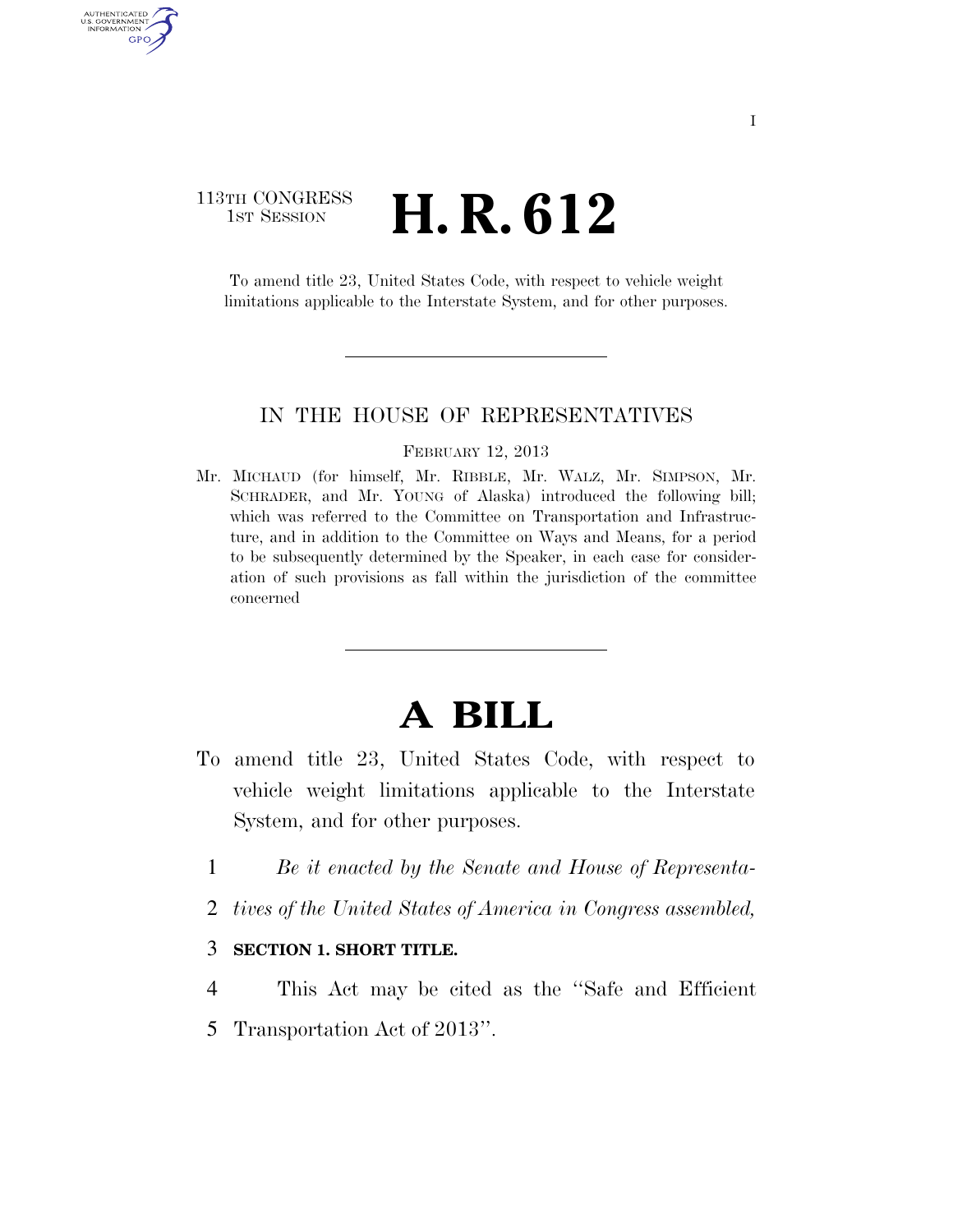113TH CONGRESS
1ST SESSION

# H. R. 612

To amend title 23, United States Code, with respect to vehicle weight limitations applicable to the Interstate System, and for other purposes.

IN THE HOUSE OF REPRESENTATIVES

FEBRUARY 12, 2013

Mr. MICHAUD (for himself, Mr. RIBBLE, Mr. WALZ, Mr. SIMPSON, Mr. SCHRADER, and Mr. YOUNG of Alaska) introduced the following bill; which was referred to the Committee on Transportation and Infrastructure, and in addition to the Committee on Ways and Means, for a period to be subsequently determined by the Speaker, in each case for consideration of such provisions as fall within the jurisdiction of the committee concerned

# A BILL

To amend title 23, United States Code, with respect to vehicle weight limitations applicable to the Interstate System, and for other purposes.

1 *Be it enacted by the Senate and House of Representa-*
2 *tives of the United States of America in Congress assembled,*

3 **SECTION 1. SHORT TITLE.**

4 This Act may be cited as the ''Safe and Efficient
5 Transportation Act of 2013''.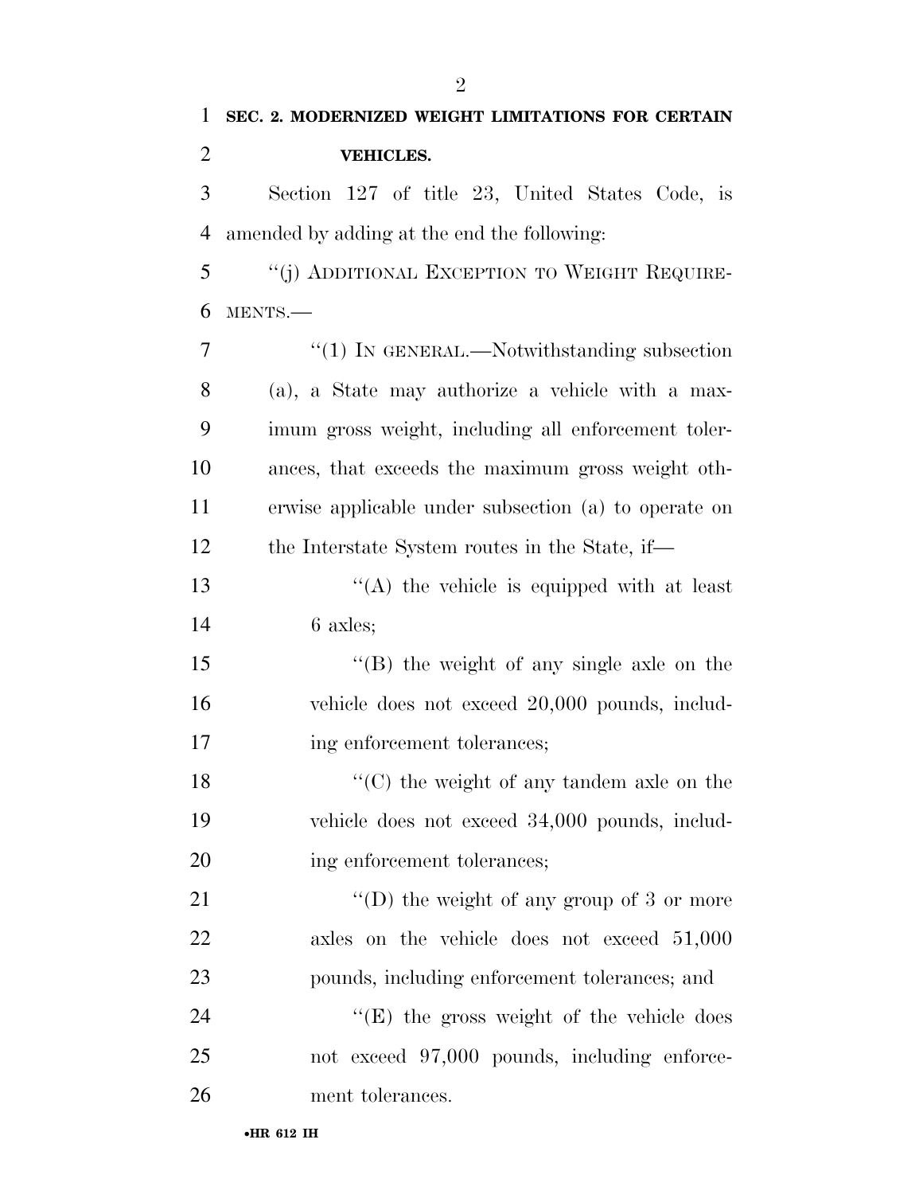**SEC. 2. MODERNIZED WEIGHT LIMITATIONS FOR CERTAIN VEHICLES.**

Section 127 of title 23, United States Code, is amended by adding at the end the following:

"(j) ADDITIONAL EXCEPTION TO WEIGHT REQUIREMENTS.—

"(1) IN GENERAL.—Notwithstanding subsection (a), a State may authorize a vehicle with a maximum gross weight, including all enforcement tolerances, that exceeds the maximum gross weight otherwise applicable under subsection (a) to operate on the Interstate System routes in the State, if—

"(A) the vehicle is equipped with at least 6 axles;

"(B) the weight of any single axle on the vehicle does not exceed 20,000 pounds, including enforcement tolerances;

"(C) the weight of any tandem axle on the vehicle does not exceed 34,000 pounds, including enforcement tolerances;

"(D) the weight of any group of 3 or more axles on the vehicle does not exceed 51,000 pounds, including enforcement tolerances; and

"(E) the gross weight of the vehicle does not exceed 97,000 pounds, including enforcement tolerances.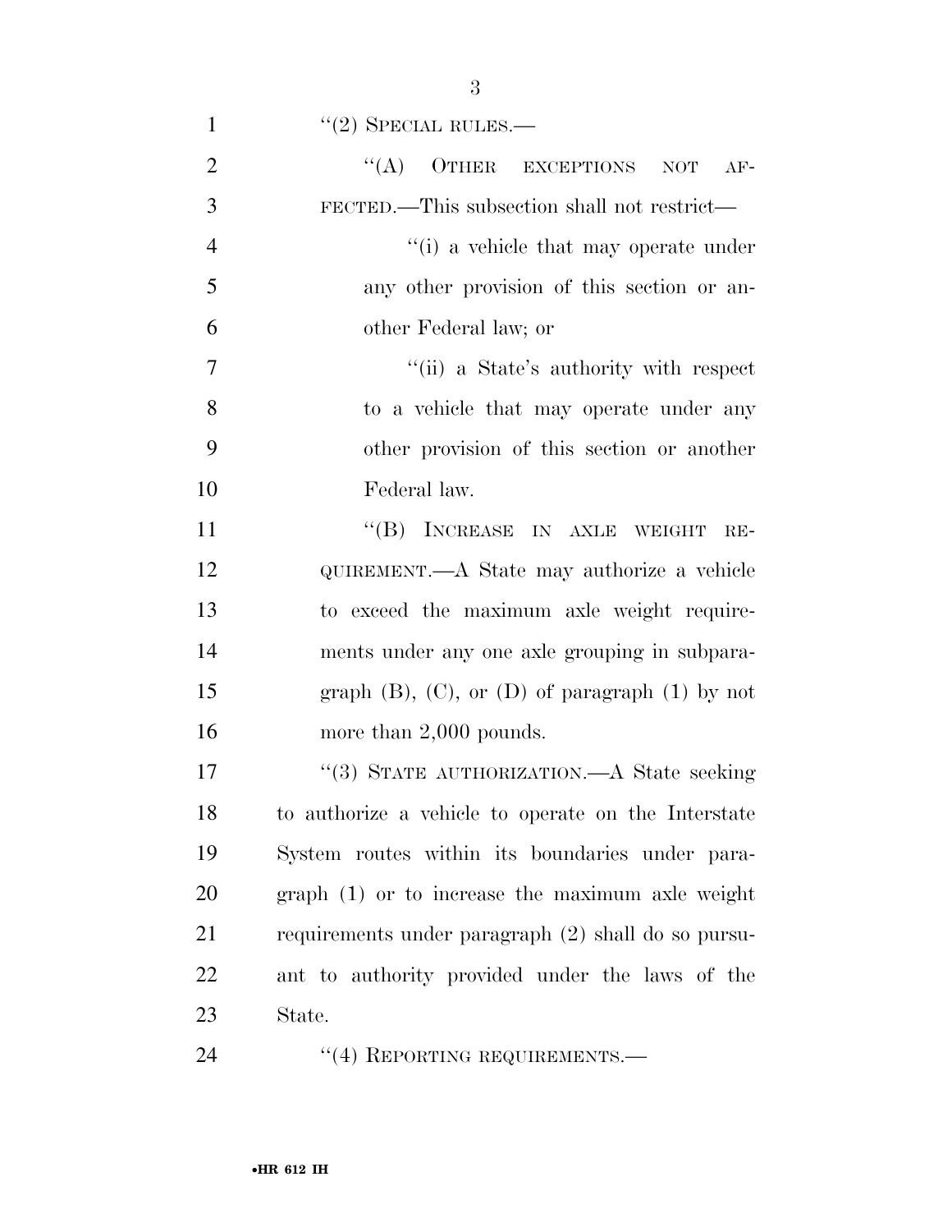"(2) SPECIAL RULES.—

"(A) OTHER EXCEPTIONS NOT AFFECTED.—This subsection shall not restrict—

"(i) a vehicle that may operate under any other provision of this section or another Federal law; or

"(ii) a State's authority with respect to a vehicle that may operate under any other provision of this section or another Federal law.

"(B) INCREASE IN AXLE WEIGHT REQUIREMENT.—A State may authorize a vehicle to exceed the maximum axle weight requirements under any one axle grouping in subparagraph (B), (C), or (D) of paragraph (1) by not more than 2,000 pounds.

"(3) STATE AUTHORIZATION.—A State seeking to authorize a vehicle to operate on the Interstate System routes within its boundaries under paragraph (1) or to increase the maximum axle weight requirements under paragraph (2) shall do so pursuant to authority provided under the laws of the State.

"(4) REPORTING REQUIREMENTS.—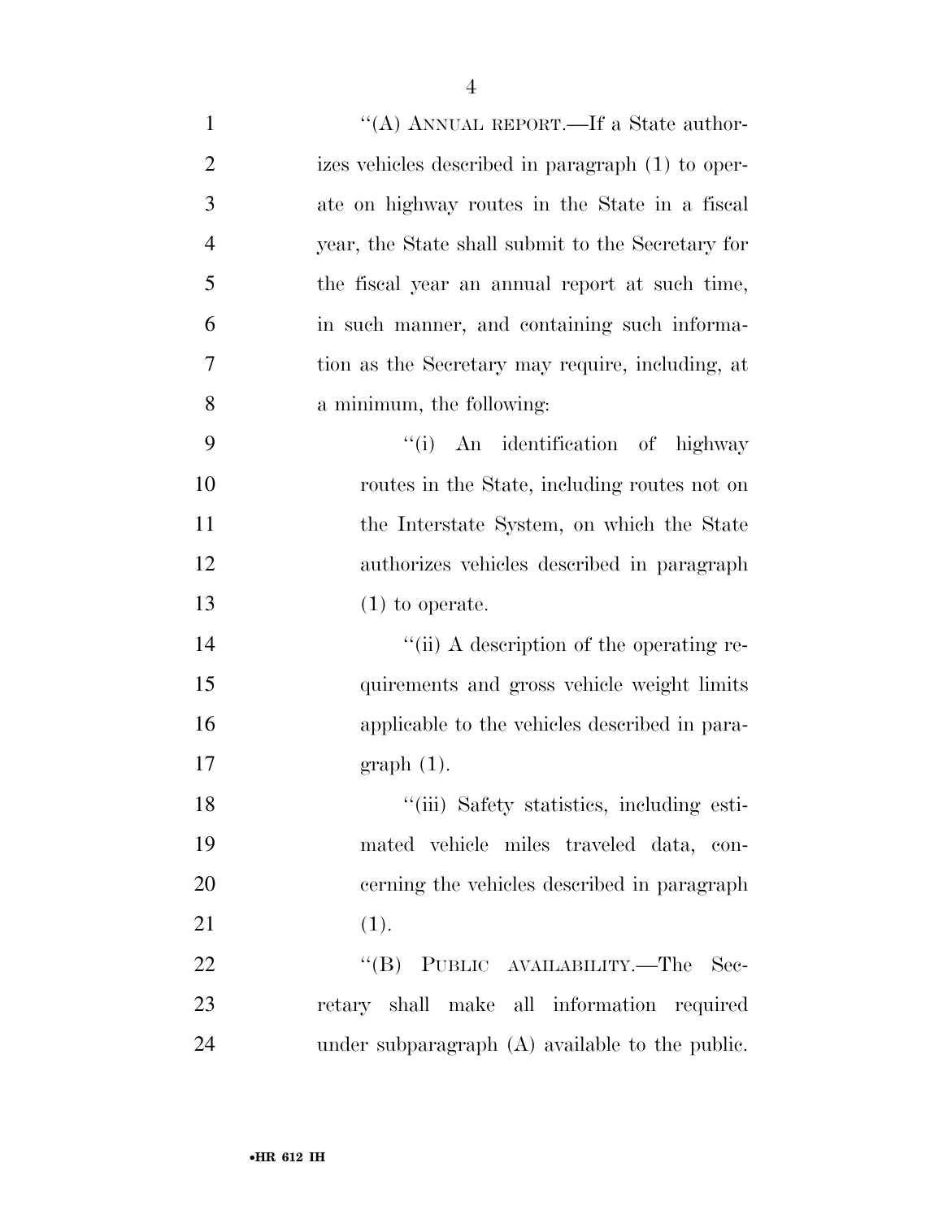"(A) ANNUAL REPORT.—If a State authorizes vehicles described in paragraph (1) to operate on highway routes in the State in a fiscal year, the State shall submit to the Secretary for the fiscal year an annual report at such time, in such manner, and containing such information as the Secretary may require, including, at a minimum, the following:

"(i) An identification of highway routes in the State, including routes not on the Interstate System, on which the State authorizes vehicles described in paragraph (1) to operate.

"(ii) A description of the operating requirements and gross vehicle weight limits applicable to the vehicles described in paragraph (1).

"(iii) Safety statistics, including estimated vehicle miles traveled data, concerning the vehicles described in paragraph (1).

"(B) PUBLIC AVAILABILITY.—The Secretary shall make all information required under subparagraph (A) available to the public.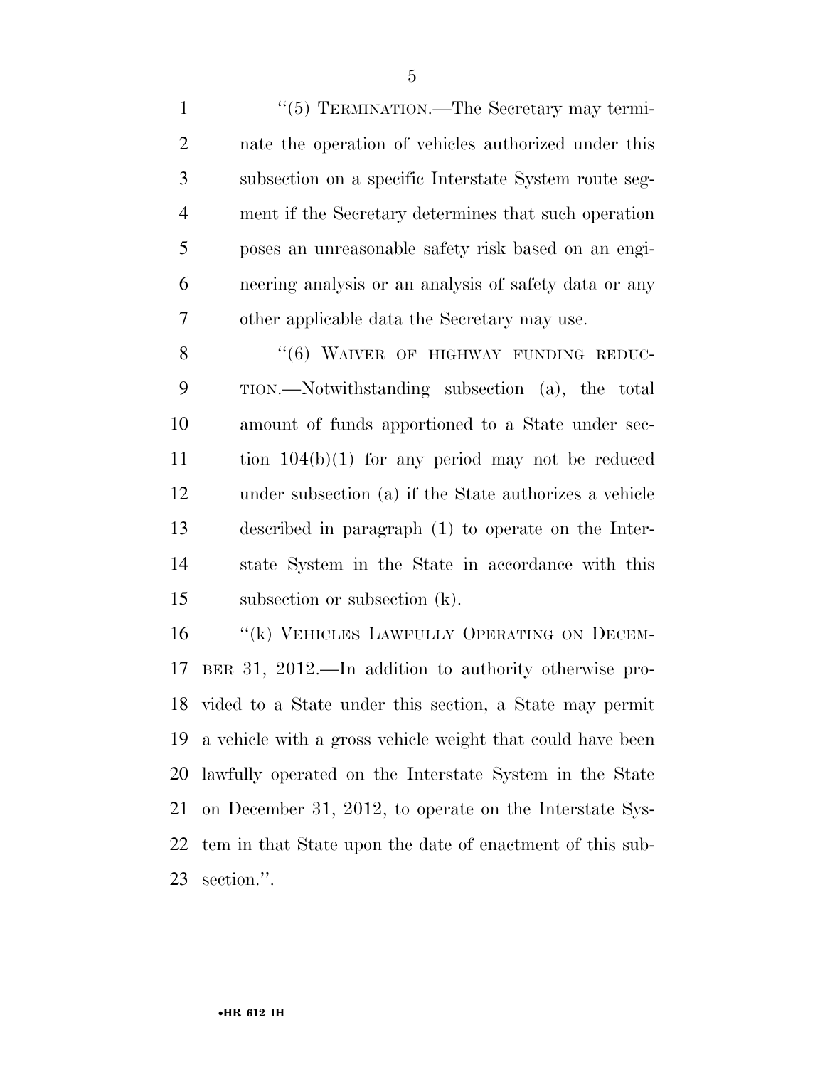''(5) TERMINATION.—The Secretary may terminate the operation of vehicles authorized under this subsection on a specific Interstate System route segment if the Secretary determines that such operation poses an unreasonable safety risk based on an engineering analysis or an analysis of safety data or any other applicable data the Secretary may use.

''(6) WAIVER OF HIGHWAY FUNDING REDUCTION.—Notwithstanding subsection (a), the total amount of funds apportioned to a State under section 104(b)(1) for any period may not be reduced under subsection (a) if the State authorizes a vehicle described in paragraph (1) to operate on the Interstate System in the State in accordance with this subsection or subsection (k).

''(k) VEHICLES LAWFULLY OPERATING ON DECEMBER 31, 2012.—In addition to authority otherwise provided to a State under this section, a State may permit a vehicle with a gross vehicle weight that could have been lawfully operated on the Interstate System in the State on December 31, 2012, to operate on the Interstate System in that State upon the date of enactment of this subsection.''.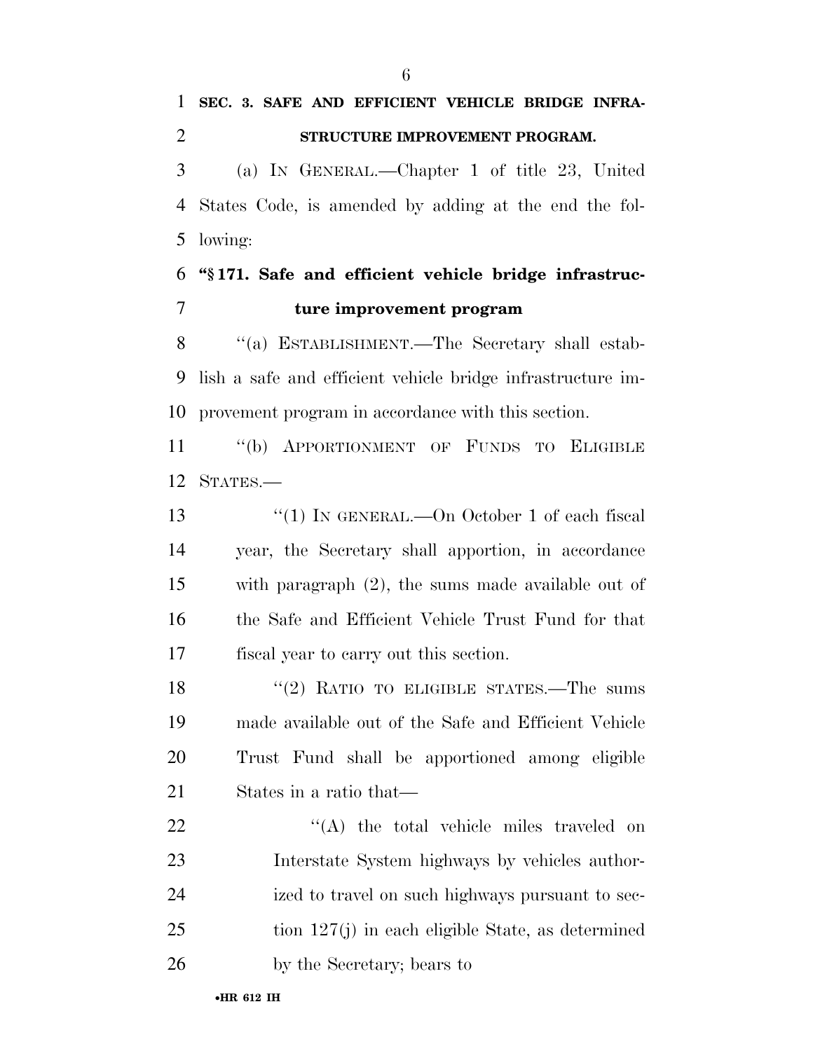**SEC. 3. SAFE AND EFFICIENT VEHICLE BRIDGE INFRASTRUCTURE IMPROVEMENT PROGRAM.**

(a) IN GENERAL.—Chapter 1 of title 23, United States Code, is amended by adding at the end the following:

**"§ 171. Safe and efficient vehicle bridge infrastructure improvement program**

"(a) ESTABLISHMENT.—The Secretary shall establish a safe and efficient vehicle bridge infrastructure improvement program in accordance with this section.

"(b) APPORTIONMENT OF FUNDS TO ELIGIBLE STATES.—

"(1) IN GENERAL.—On October 1 of each fiscal year, the Secretary shall apportion, in accordance with paragraph (2), the sums made available out of the Safe and Efficient Vehicle Trust Fund for that fiscal year to carry out this section.

"(2) RATIO TO ELIGIBLE STATES.—The sums made available out of the Safe and Efficient Vehicle Trust Fund shall be apportioned among eligible States in a ratio that—

"(A) the total vehicle miles traveled on Interstate System highways by vehicles authorized to travel on such highways pursuant to section 127(j) in each eligible State, as determined by the Secretary; bears to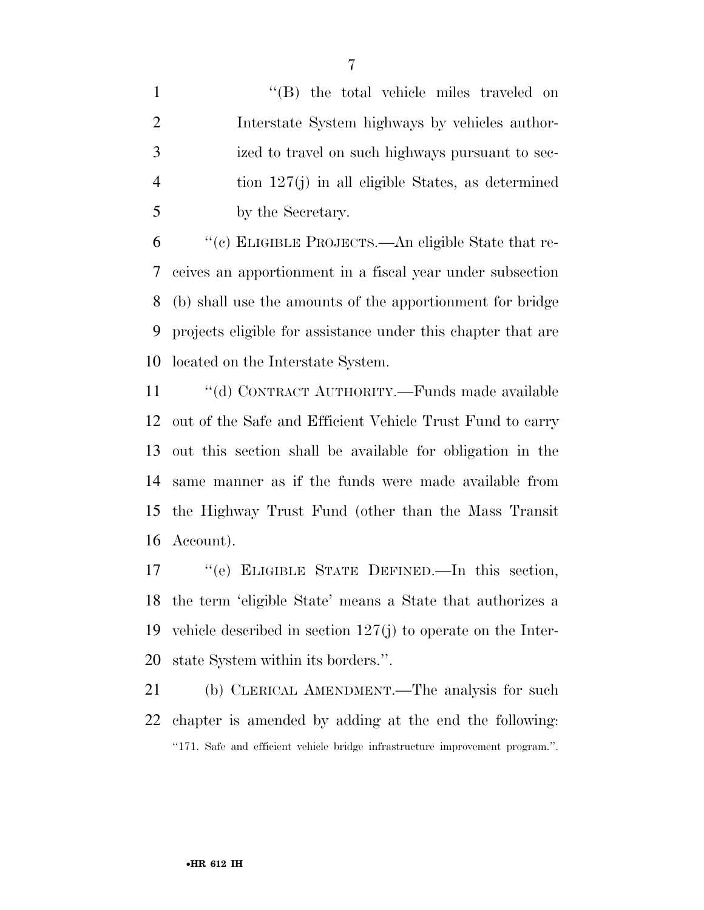"(B) the total vehicle miles traveled on Interstate System highways by vehicles authorized to travel on such highways pursuant to section 127(j) in all eligible States, as determined by the Secretary.

"(c) ELIGIBLE PROJECTS.—An eligible State that receives an apportionment in a fiscal year under subsection (b) shall use the amounts of the apportionment for bridge projects eligible for assistance under this chapter that are located on the Interstate System.

"(d) CONTRACT AUTHORITY.—Funds made available out of the Safe and Efficient Vehicle Trust Fund to carry out this section shall be available for obligation in the same manner as if the funds were made available from the Highway Trust Fund (other than the Mass Transit Account).

"(e) ELIGIBLE STATE DEFINED.—In this section, the term 'eligible State' means a State that authorizes a vehicle described in section 127(j) to operate on the Interstate System within its borders.".

(b) CLERICAL AMENDMENT.—The analysis for such chapter is amended by adding at the end the following:

"171. Safe and efficient vehicle bridge infrastructure improvement program.".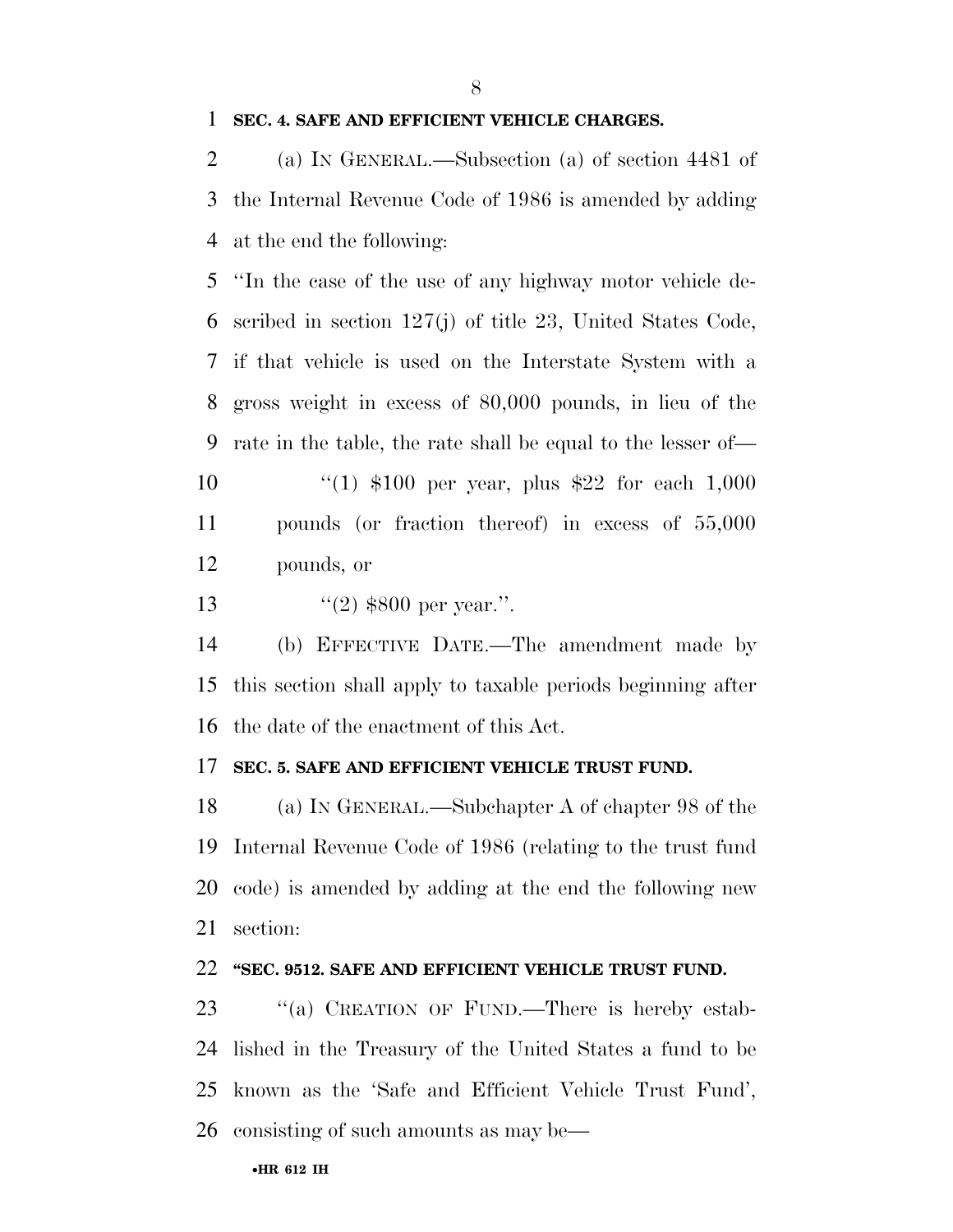**SEC. 4. SAFE AND EFFICIENT VEHICLE CHARGES.**

(a) IN GENERAL.—Subsection (a) of section 4481 of the Internal Revenue Code of 1986 is amended by adding at the end the following:

''In the case of the use of any highway motor vehicle described in section 127(j) of title 23, United States Code, if that vehicle is used on the Interstate System with a gross weight in excess of 80,000 pounds, in lieu of the rate in the table, the rate shall be equal to the lesser of—

''(1) $100 per year, plus $22 for each 1,000 pounds (or fraction thereof) in excess of 55,000 pounds, or

''(2) $800 per year.''.

(b) EFFECTIVE DATE.—The amendment made by this section shall apply to taxable periods beginning after the date of the enactment of this Act.

**SEC. 5. SAFE AND EFFICIENT VEHICLE TRUST FUND.**

(a) IN GENERAL.—Subchapter A of chapter 98 of the Internal Revenue Code of 1986 (relating to the trust fund code) is amended by adding at the end the following new section:

**''SEC. 9512. SAFE AND EFFICIENT VEHICLE TRUST FUND.**

''(a) CREATION OF FUND.—There is hereby established in the Treasury of the United States a fund to be known as the 'Safe and Efficient Vehicle Trust Fund', consisting of such amounts as may be—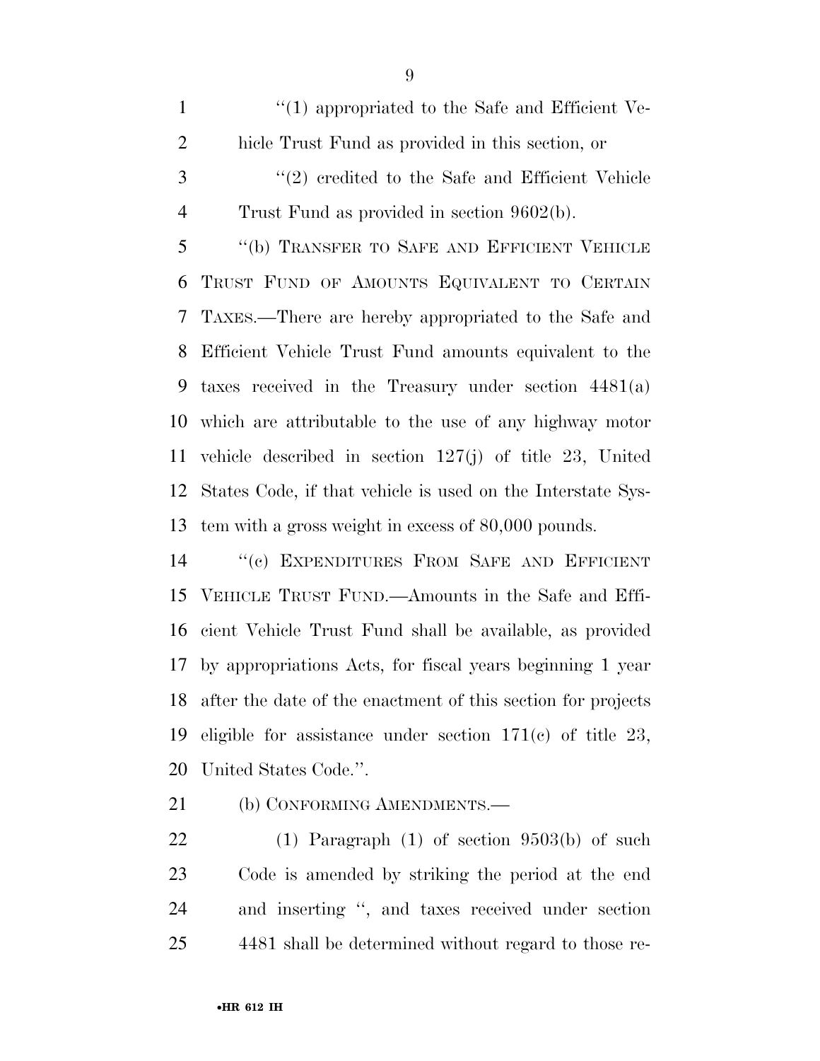''(1) appropriated to the Safe and Efficient Vehicle Trust Fund as provided in this section, or

''(2) credited to the Safe and Efficient Vehicle Trust Fund as provided in section 9602(b).

''(b) TRANSFER TO SAFE AND EFFICIENT VEHICLE TRUST FUND OF AMOUNTS EQUIVALENT TO CERTAIN TAXES.—There are hereby appropriated to the Safe and Efficient Vehicle Trust Fund amounts equivalent to the taxes received in the Treasury under section 4481(a) which are attributable to the use of any highway motor vehicle described in section 127(j) of title 23, United States Code, if that vehicle is used on the Interstate System with a gross weight in excess of 80,000 pounds.

''(c) EXPENDITURES FROM SAFE AND EFFICIENT VEHICLE TRUST FUND.—Amounts in the Safe and Efficient Vehicle Trust Fund shall be available, as provided by appropriations Acts, for fiscal years beginning 1 year after the date of the enactment of this section for projects eligible for assistance under section 171(c) of title 23, United States Code.''.

(b) CONFORMING AMENDMENTS.—

(1) Paragraph (1) of section 9503(b) of such Code is amended by striking the period at the end and inserting '', and taxes received under section 4481 shall be determined without regard to those re-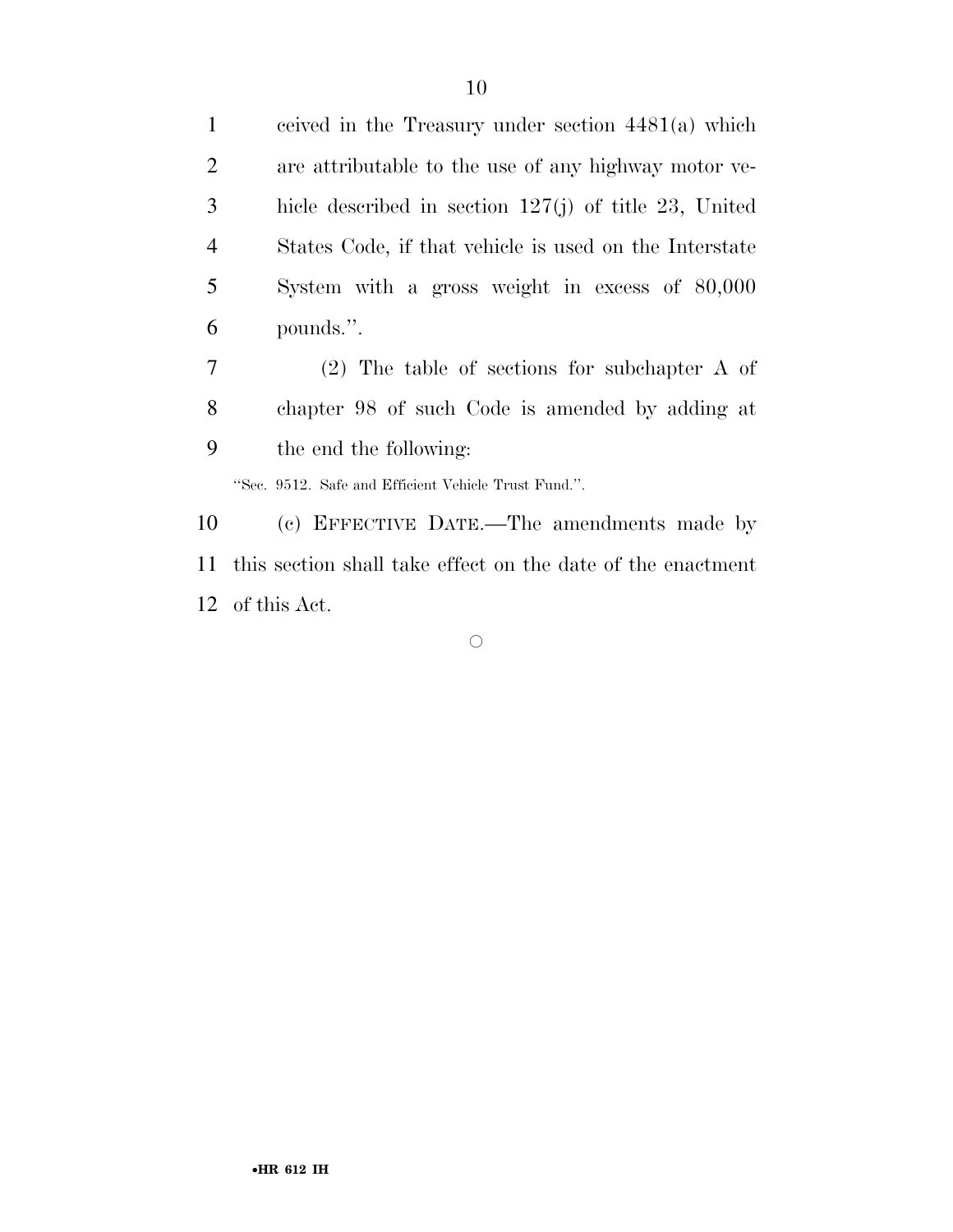ceived in the Treasury under section 4481(a) which are attributable to the use of any highway motor vehicle described in section 127(j) of title 23, United States Code, if that vehicle is used on the Interstate System with a gross weight in excess of 80,000 pounds.''.

(2) The table of sections for subchapter A of chapter 98 of such Code is amended by adding at the end the following:

''Sec. 9512. Safe and Efficient Vehicle Trust Fund.''.

(c) EFFECTIVE DATE.—The amendments made by this section shall take effect on the date of the enactment of this Act.